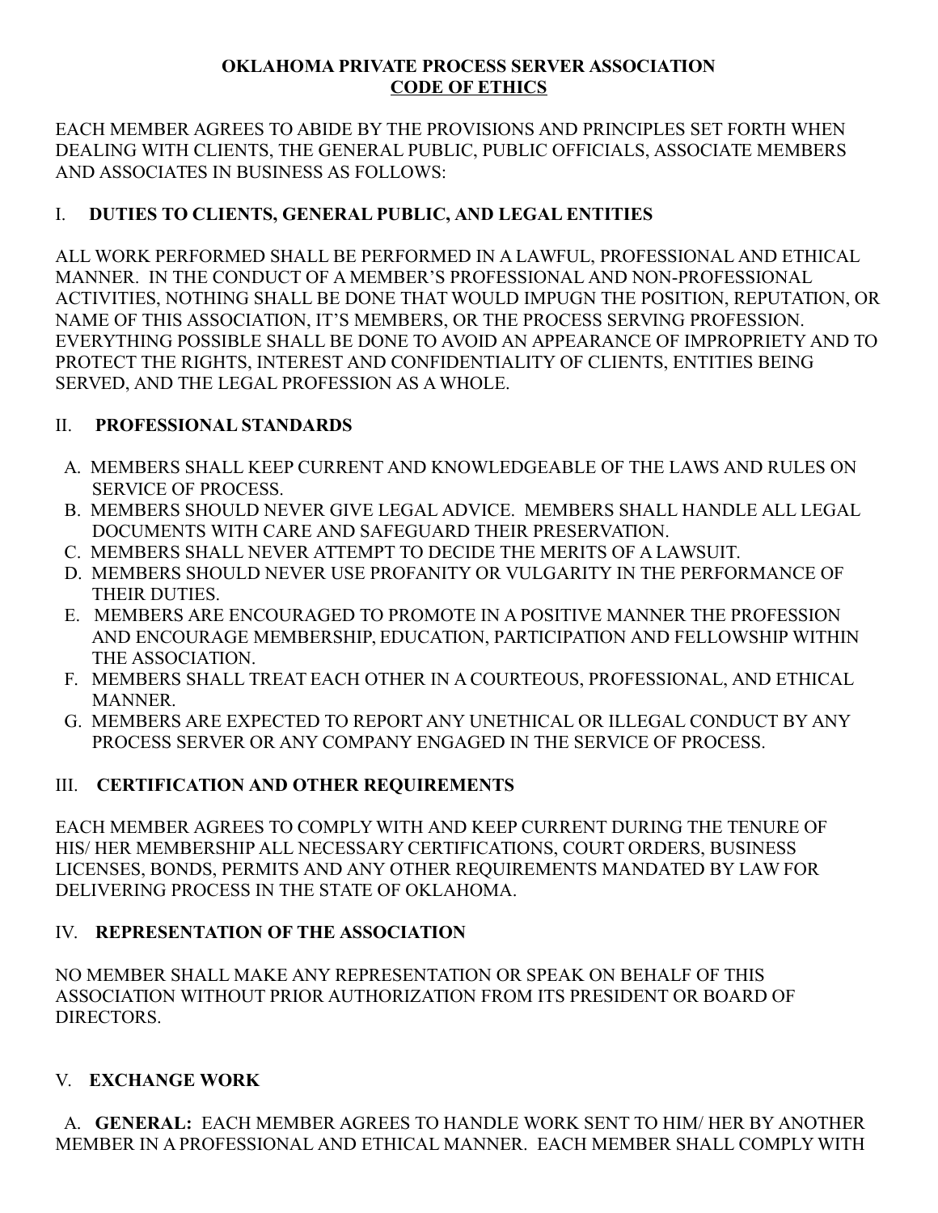# OKLAHOMA PRIVATE PROCESS SERVER ASSOCIATION
## CODE OF ETHICS

EACH MEMBER AGREES TO ABIDE BY THE PROVISIONS AND PRINCIPLES SET FORTH WHEN DEALING WITH CLIENTS, THE GENERAL PUBLIC, PUBLIC OFFICIALS, ASSOCIATE MEMBERS AND ASSOCIATES IN BUSINESS AS FOLLOWS:

### I. DUTIES TO CLIENTS, GENERAL PUBLIC, AND LEGAL ENTITIES

ALL WORK PERFORMED SHALL BE PERFORMED IN A LAWFUL, PROFESSIONAL AND ETHICAL MANNER. IN THE CONDUCT OF A MEMBER'S PROFESSIONAL AND NON-PROFESSIONAL ACTIVITIES, NOTHING SHALL BE DONE THAT WOULD IMPUGN THE POSITION, REPUTATION, OR NAME OF THIS ASSOCIATION, IT'S MEMBERS, OR THE PROCESS SERVING PROFESSION. EVERYTHING POSSIBLE SHALL BE DONE TO AVOID AN APPEARANCE OF IMPROPRIETY AND TO PROTECT THE RIGHTS, INTEREST AND CONFIDENTIALITY OF CLIENTS, ENTITIES BEING SERVED, AND THE LEGAL PROFESSION AS A WHOLE.

### II. PROFESSIONAL STANDARDS

A. MEMBERS SHALL KEEP CURRENT AND KNOWLEDGEABLE OF THE LAWS AND RULES ON SERVICE OF PROCESS.

B. MEMBERS SHOULD NEVER GIVE LEGAL ADVICE. MEMBERS SHALL HANDLE ALL LEGAL DOCUMENTS WITH CARE AND SAFEGUARD THEIR PRESERVATION.

C. MEMBERS SHALL NEVER ATTEMPT TO DECIDE THE MERITS OF A LAWSUIT.

D. MEMBERS SHOULD NEVER USE PROFANITY OR VULGARITY IN THE PERFORMANCE OF THEIR DUTIES.

E. MEMBERS ARE ENCOURAGED TO PROMOTE IN A POSITIVE MANNER THE PROFESSION AND ENCOURAGE MEMBERSHIP, EDUCATION, PARTICIPATION AND FELLOWSHIP WITHIN THE ASSOCIATION.

F. MEMBERS SHALL TREAT EACH OTHER IN A COURTEOUS, PROFESSIONAL, AND ETHICAL MANNER.

G. MEMBERS ARE EXPECTED TO REPORT ANY UNETHICAL OR ILLEGAL CONDUCT BY ANY PROCESS SERVER OR ANY COMPANY ENGAGED IN THE SERVICE OF PROCESS.

### III. CERTIFICATION AND OTHER REQUIREMENTS

EACH MEMBER AGREES TO COMPLY WITH AND KEEP CURRENT DURING THE TENURE OF HIS/ HER MEMBERSHIP ALL NECESSARY CERTIFICATIONS, COURT ORDERS, BUSINESS LICENSES, BONDS, PERMITS AND ANY OTHER REQUIREMENTS MANDATED BY LAW FOR DELIVERING PROCESS IN THE STATE OF OKLAHOMA.

### IV. REPRESENTATION OF THE ASSOCIATION

NO MEMBER SHALL MAKE ANY REPRESENTATION OR SPEAK ON BEHALF OF THIS ASSOCIATION WITHOUT PRIOR AUTHORIZATION FROM ITS PRESIDENT OR BOARD OF DIRECTORS.

### V. EXCHANGE WORK

A. **GENERAL:** EACH MEMBER AGREES TO HANDLE WORK SENT TO HIM/ HER BY ANOTHER MEMBER IN A PROFESSIONAL AND ETHICAL MANNER. EACH MEMBER SHALL COMPLY WITH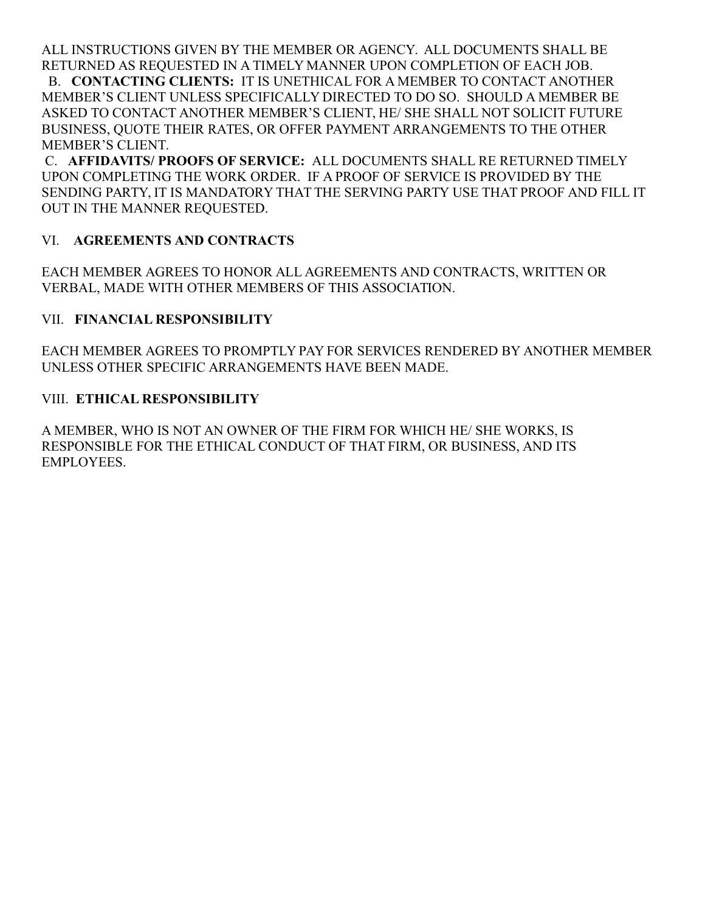ALL INSTRUCTIONS GIVEN BY THE MEMBER OR AGENCY. ALL DOCUMENTS SHALL BE RETURNED AS REQUESTED IN A TIMELY MANNER UPON COMPLETION OF EACH JOB.

B. **CONTACTING CLIENTS:** IT IS UNETHICAL FOR A MEMBER TO CONTACT ANOTHER MEMBER'S CLIENT UNLESS SPECIFICALLY DIRECTED TO DO SO. SHOULD A MEMBER BE ASKED TO CONTACT ANOTHER MEMBER'S CLIENT, HE/ SHE SHALL NOT SOLICIT FUTURE BUSINESS, QUOTE THEIR RATES, OR OFFER PAYMENT ARRANGEMENTS TO THE OTHER MEMBER'S CLIENT.

C. **AFFIDAVITS/ PROOFS OF SERVICE:** ALL DOCUMENTS SHALL RE RETURNED TIMELY UPON COMPLETING THE WORK ORDER. IF A PROOF OF SERVICE IS PROVIDED BY THE SENDING PARTY, IT IS MANDATORY THAT THE SERVING PARTY USE THAT PROOF AND FILL IT OUT IN THE MANNER REQUESTED.

## VI. **AGREEMENTS AND CONTRACTS**

EACH MEMBER AGREES TO HONOR ALL AGREEMENTS AND CONTRACTS, WRITTEN OR VERBAL, MADE WITH OTHER MEMBERS OF THIS ASSOCIATION.

## VII. **FINANCIAL RESPONSIBILITY**

EACH MEMBER AGREES TO PROMPTLY PAY FOR SERVICES RENDERED BY ANOTHER MEMBER UNLESS OTHER SPECIFIC ARRANGEMENTS HAVE BEEN MADE.

## VIII. **ETHICAL RESPONSIBILITY**

A MEMBER, WHO IS NOT AN OWNER OF THE FIRM FOR WHICH HE/ SHE WORKS, IS RESPONSIBLE FOR THE ETHICAL CONDUCT OF THAT FIRM, OR BUSINESS, AND ITS EMPLOYEES.